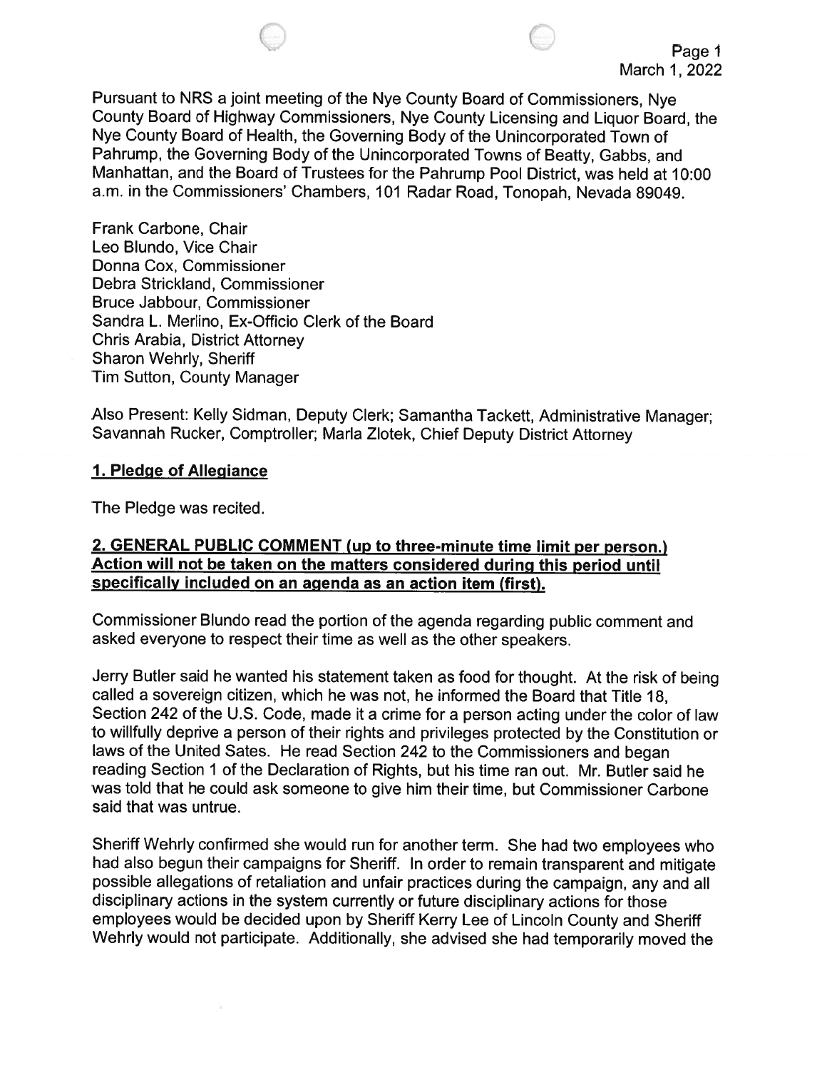Pursuant to NRS a joint meeting of the Nye County Board of Commissioners, Nye County Board of Highway Commissioners, Nye County Licensing and Liquor Board, the Nye County Board of Health, the Governing Body of the Unincorporated Town of Pahrump, the Governing Body of the Unincorporated Towns of Beatty, Gabbs, and Manhattan, and the Board of Trustees for the Pahrump Pool District, was held at 10:00 a.m. in the Commissioners' Chambers, 101 Radar Road, Tonopah, Nevada 89049.

Frank Carbone, Chair
Leo Blundo, Vice Chair
Donna Cox, Commissioner
Debra Strickland, Commissioner
Bruce Jabbour, Commissioner
Sandra L. Merlino, Ex-Officio Clerk of the Board
Chris Arabia, District Attorney
Sharon Wehrly, Sheriff
Tim Sutton, County Manager

Also Present: Kelly Sidman, Deputy Clerk; Samantha Tackett, Administrative Manager; Savannah Rucker, Comptroller; Marla Zlotek, Chief Deputy District Attorney

## 1. Pledge of Allegiance

The Pledge was recited.

## 2. GENERAL PUBLIC COMMENT (up to three-minute time limit per person.) Action will not be taken on the matters considered during this period until specifically included on an agenda as an action item (first).

Commissioner Blundo read the portion of the agenda regarding public comment and asked everyone to respect their time as well as the other speakers.

Jerry Butler said he wanted his statement taken as food for thought. At the risk of being called a sovereign citizen, which he was not, he informed the Board that Title 18, Section 242 of the U.S. Code, made it a crime for a person acting under the color of law to willfully deprive a person of their rights and privileges protected by the Constitution or laws of the United Sates. He read Section 242 to the Commissioners and began reading Section 1 of the Declaration of Rights, but his time ran out. Mr. Butler said he was told that he could ask someone to give him their time, but Commissioner Carbone said that was untrue.

Sheriff Wehrly confirmed she would run for another term. She had two employees who had also begun their campaigns for Sheriff. In order to remain transparent and mitigate possible allegations of retaliation and unfair practices during the campaign, any and all disciplinary actions in the system currently or future disciplinary actions for those employees would be decided upon by Sheriff Kerry Lee of Lincoln County and Sheriff Wehrly would not participate. Additionally, she advised she had temporarily moved the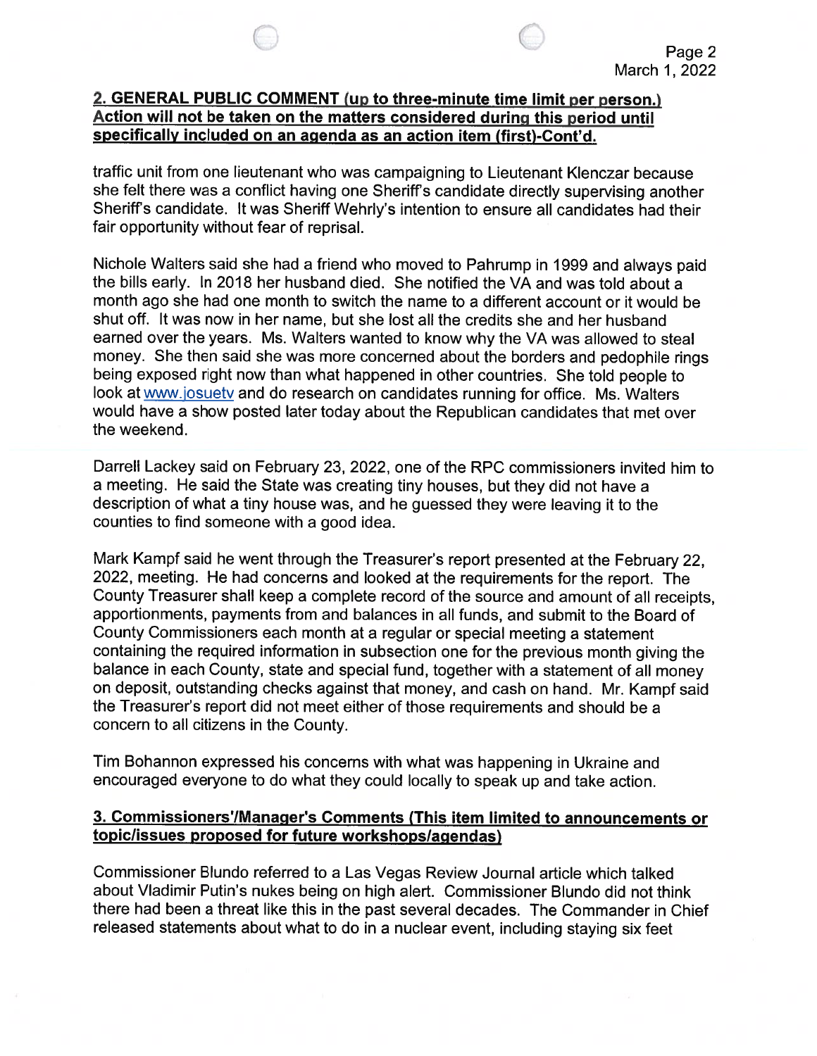## 2. GENERAL PUBLIC COMMENT (up to three-minute time limit per person.) Action will not be taken on the matters considered during this period until specifically included on an agenda as an action item (first)-Cont'd.

traffic unit from one lieutenant who was campaigning to Lieutenant Klenczar because she felt there was a conflict having one Sheriff's candidate directly supervising another Sheriff's candidate. It was Sheriff Wehrly's intention to ensure all candidates had their fair opportunity without fear of reprisal.

Nichole Walters said she had a friend who moved to Pahrump in 1999 and always paid the bills early. In 2018 her husband died. She notified the VA and was told about a month ago she had one month to switch the name to a different account or it would be shut off. It was now in her name, but she lost all the credits she and her husband earned over the years. Ms. Walters wanted to know why the VA was allowed to steal money. She then said she was more concerned about the borders and pedophile rings being exposed right now than what happened in other countries. She told people to look at www.josuetv and do research on candidates running for office. Ms. Walters would have a show posted later today about the Republican candidates that met over the weekend.

Darrell Lackey said on February 23, 2022, one of the RPC commissioners invited him to a meeting. He said the State was creating tiny houses, but they did not have a description of what a tiny house was, and he guessed they were leaving it to the counties to find someone with a good idea.

Mark Kampf said he went through the Treasurer's report presented at the February 22, 2022, meeting. He had concerns and looked at the requirements for the report. The County Treasurer shall keep a complete record of the source and amount of all receipts, apportionments, payments from and balances in all funds, and submit to the Board of County Commissioners each month at a regular or special meeting a statement containing the required information in subsection one for the previous month giving the balance in each County, state and special fund, together with a statement of all money on deposit, outstanding checks against that money, and cash on hand. Mr. Kampf said the Treasurer's report did not meet either of those requirements and should be a concern to all citizens in the County.

Tim Bohannon expressed his concerns with what was happening in Ukraine and encouraged everyone to do what they could locally to speak up and take action.

## 3. Commissioners'/Manager's Comments (This item limited to announcements or topic/issues proposed for future workshops/agendas)

Commissioner Blundo referred to a Las Vegas Review Journal article which talked about Vladimir Putin's nukes being on high alert. Commissioner Blundo did not think there had been a threat like this in the past several decades. The Commander in Chief released statements about what to do in a nuclear event, including staying six feet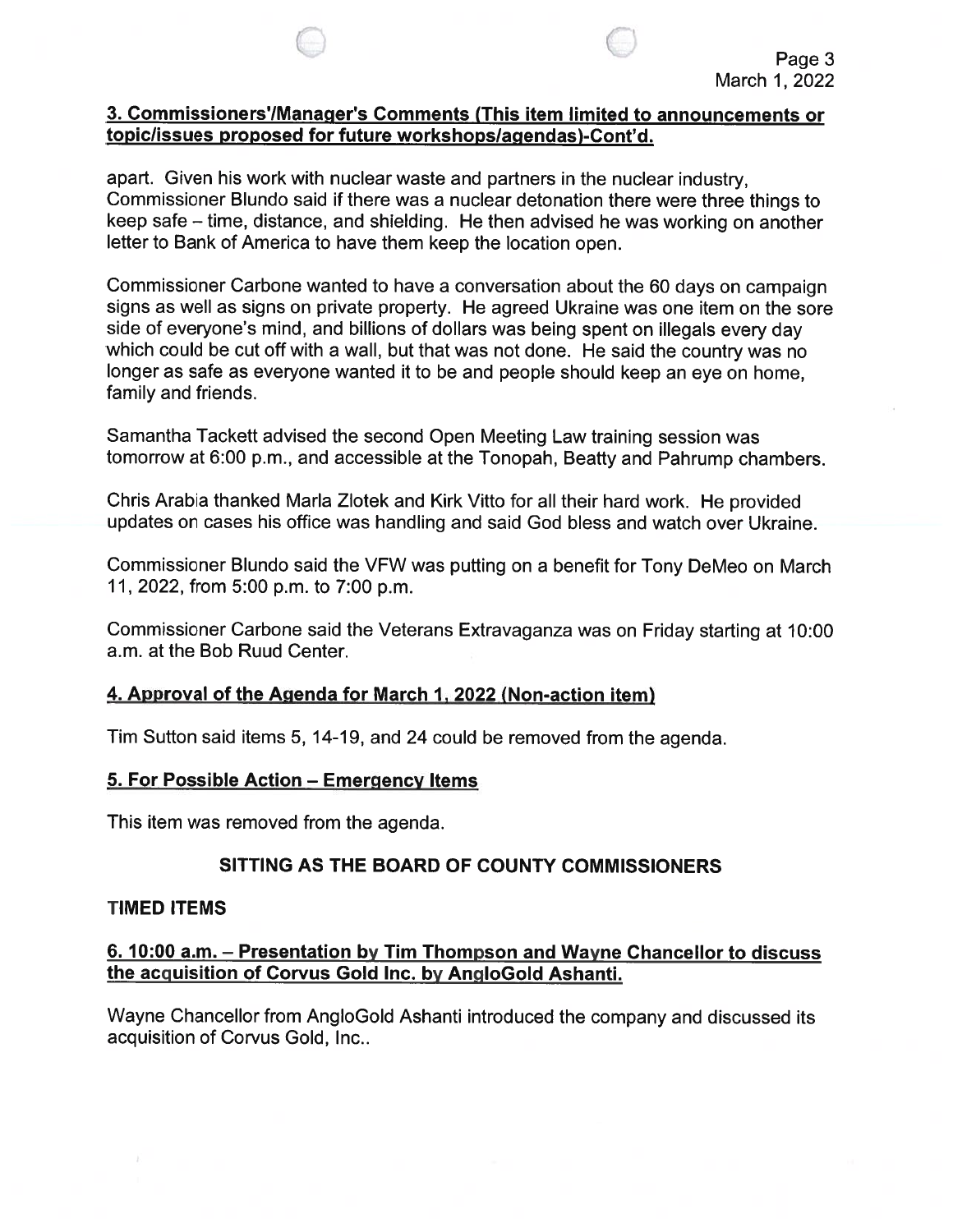## 3. Commissioners'/Manager's Comments (This item limited to announcements or topic/issues proposed for future workshops/agendas)-Cont'd.

apart. Given his work with nuclear waste and partners in the nuclear industry, Commissioner Blundo said if there was a nuclear detonation there were three things to keep safe – time, distance, and shielding. He then advised he was working on another letter to Bank of America to have them keep the location open.

Commissioner Carbone wanted to have a conversation about the 60 days on campaign signs as well as signs on private property. He agreed Ukraine was one item on the sore side of everyone's mind, and billions of dollars was being spent on illegals every day which could be cut off with a wall, but that was not done. He said the country was no longer as safe as everyone wanted it to be and people should keep an eye on home, family and friends.

Samantha Tackett advised the second Open Meeting Law training session was tomorrow at 6:00 p.m., and accessible at the Tonopah, Beatty and Pahrump chambers.

Chris Arabia thanked Marla Zlotek and Kirk Vitto for all their hard work. He provided updates on cases his office was handling and said God bless and watch over Ukraine.

Commissioner Blundo said the VFW was putting on a benefit for Tony DeMeo on March 11, 2022, from 5:00 p.m. to 7:00 p.m.

Commissioner Carbone said the Veterans Extravaganza was on Friday starting at 10:00 a.m. at the Bob Ruud Center.

## 4. Approval of the Agenda for March 1, 2022 (Non-action item)

Tim Sutton said items 5, 14-19, and 24 could be removed from the agenda.

## 5. For Possible Action – Emergency Items

This item was removed from the agenda.

## SITTING AS THE BOARD OF COUNTY COMMISSIONERS

### TIMED ITEMS

## 6. 10:00 a.m. – Presentation by Tim Thompson and Wayne Chancellor to discuss the acquisition of Corvus Gold Inc. by AngloGold Ashanti.

Wayne Chancellor from AngloGold Ashanti introduced the company and discussed its acquisition of Corvus Gold, Inc..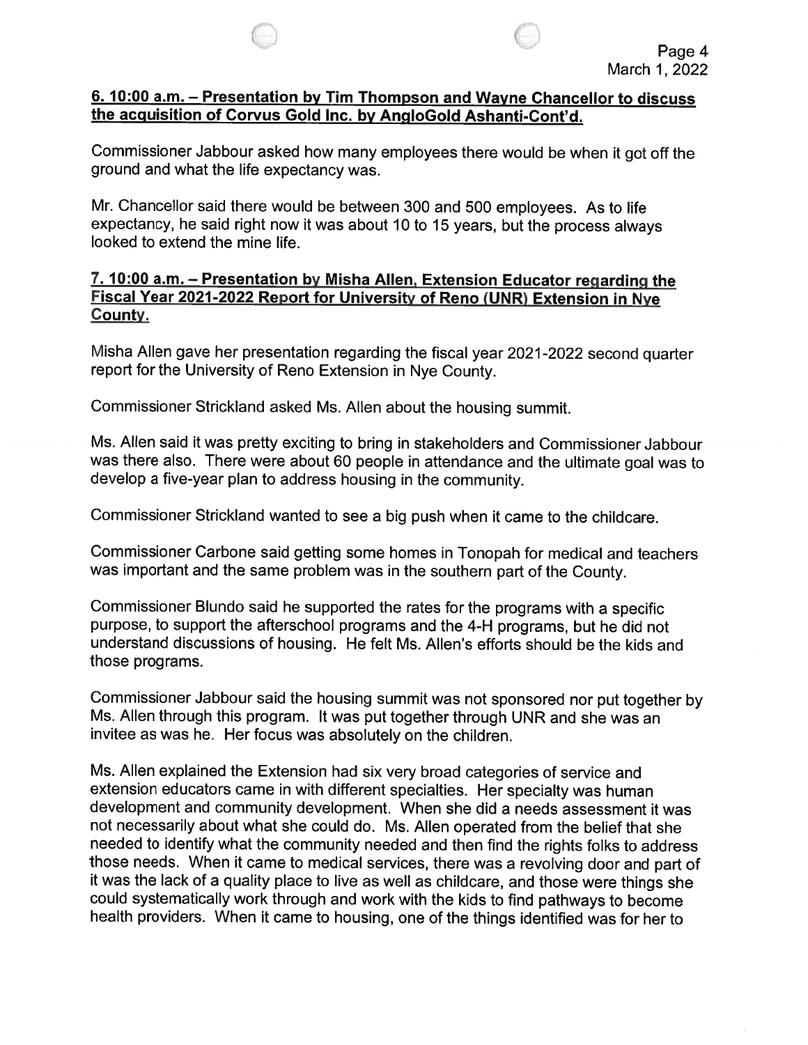**6. 10:00 a.m. – Presentation by Tim Thompson and Wayne Chancellor to discuss the acquisition of Corvus Gold Inc. by AngloGold Ashanti-Cont'd.**

Commissioner Jabbour asked how many employees there would be when it got off the ground and what the life expectancy was.

Mr. Chancellor said there would be between 300 and 500 employees. As to life expectancy, he said right now it was about 10 to 15 years, but the process always looked to extend the mine life.

**7. 10:00 a.m. – Presentation by Misha Allen, Extension Educator regarding the Fiscal Year 2021-2022 Report for University of Reno (UNR) Extension in Nye County.**

Misha Allen gave her presentation regarding the fiscal year 2021-2022 second quarter report for the University of Reno Extension in Nye County.

Commissioner Strickland asked Ms. Allen about the housing summit.

Ms. Allen said it was pretty exciting to bring in stakeholders and Commissioner Jabbour was there also. There were about 60 people in attendance and the ultimate goal was to develop a five-year plan to address housing in the community.

Commissioner Strickland wanted to see a big push when it came to the childcare.

Commissioner Carbone said getting some homes in Tonopah for medical and teachers was important and the same problem was in the southern part of the County.

Commissioner Blundo said he supported the rates for the programs with a specific purpose, to support the afterschool programs and the 4-H programs, but he did not understand discussions of housing. He felt Ms. Allen's efforts should be the kids and those programs.

Commissioner Jabbour said the housing summit was not sponsored nor put together by Ms. Allen through this program. It was put together through UNR and she was an invitee as was he. Her focus was absolutely on the children.

Ms. Allen explained the Extension had six very broad categories of service and extension educators came in with different specialties. Her specialty was human development and community development. When she did a needs assessment it was not necessarily about what she could do. Ms. Allen operated from the belief that she needed to identify what the community needed and then find the rights folks to address those needs. When it came to medical services, there was a revolving door and part of it was the lack of a quality place to live as well as childcare, and those were things she could systematically work through and work with the kids to find pathways to become health providers. When it came to housing, one of the things identified was for her to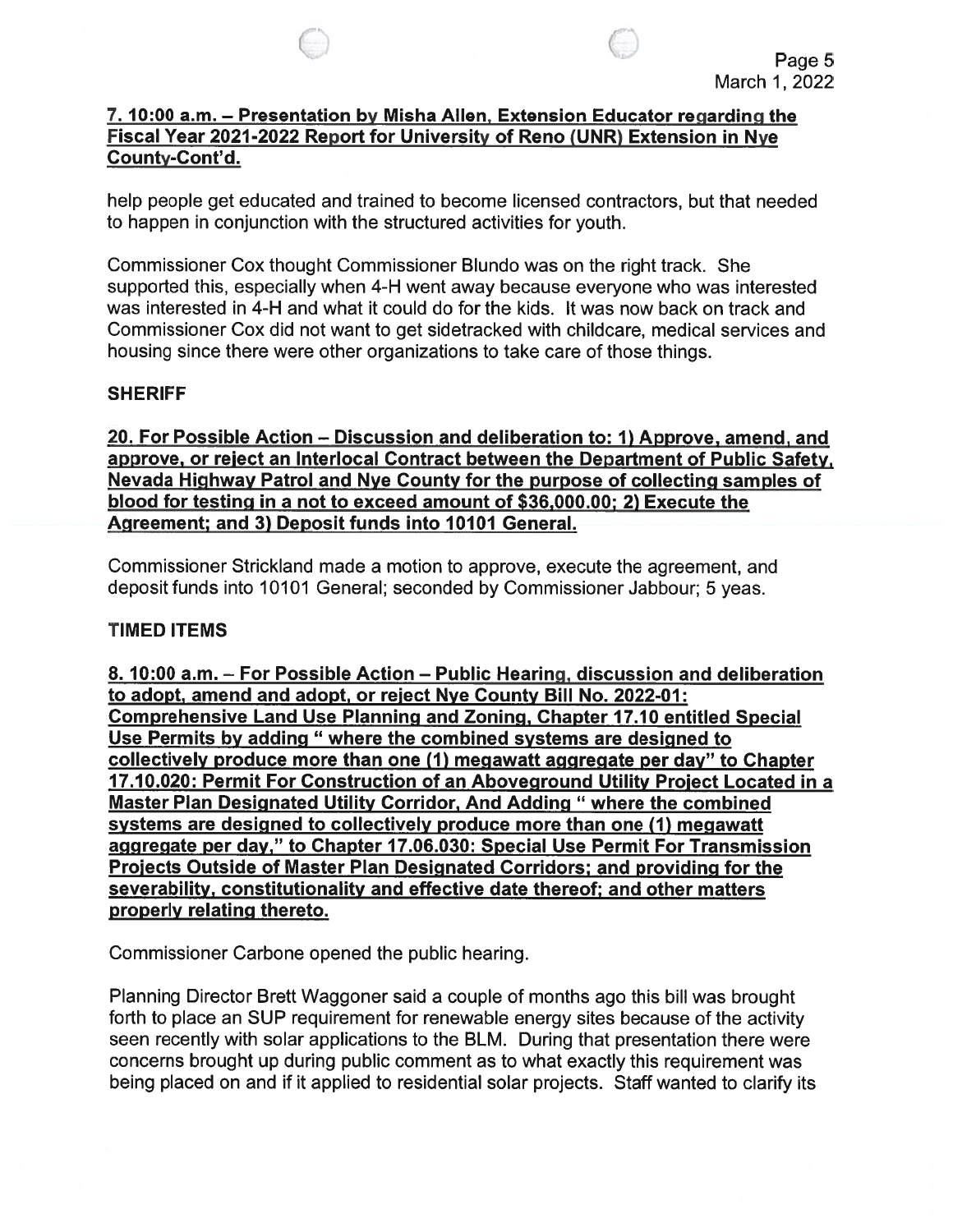**7. 10:00 a.m. – Presentation by Misha Allen, Extension Educator regarding the Fiscal Year 2021-2022 Report for University of Reno (UNR) Extension in Nye County-Cont'd.**

help people get educated and trained to become licensed contractors, but that needed to happen in conjunction with the structured activities for youth.

Commissioner Cox thought Commissioner Blundo was on the right track. She supported this, especially when 4-H went away because everyone who was interested was interested in 4-H and what it could do for the kids. It was now back on track and Commissioner Cox did not want to get sidetracked with childcare, medical services and housing since there were other organizations to take care of those things.

**SHERIFF**

**20. For Possible Action – Discussion and deliberation to: 1) Approve, amend, and approve, or reject an Interlocal Contract between the Department of Public Safety, Nevada Highway Patrol and Nye County for the purpose of collecting samples of blood for testing in a not to exceed amount of $36,000.00; 2) Execute the Agreement; and 3) Deposit funds into 10101 General.**

Commissioner Strickland made a motion to approve, execute the agreement, and deposit funds into 10101 General; seconded by Commissioner Jabbour; 5 yeas.

**TIMED ITEMS**

**8. 10:00 a.m. – For Possible Action – Public Hearing, discussion and deliberation to adopt, amend and adopt, or reject Nye County Bill No. 2022-01: Comprehensive Land Use Planning and Zoning, Chapter 17.10 entitled Special Use Permits by adding " where the combined systems are designed to collectively produce more than one (1) megawatt aggregate per day" to Chapter 17.10.020: Permit For Construction of an Aboveground Utility Project Located in a Master Plan Designated Utility Corridor, And Adding " where the combined systems are designed to collectively produce more than one (1) megawatt aggregate per day," to Chapter 17.06.030: Special Use Permit For Transmission Projects Outside of Master Plan Designated Corridors; and providing for the severability, constitutionality and effective date thereof; and other matters properly relating thereto.**

Commissioner Carbone opened the public hearing.

Planning Director Brett Waggoner said a couple of months ago this bill was brought forth to place an SUP requirement for renewable energy sites because of the activity seen recently with solar applications to the BLM. During that presentation there were concerns brought up during public comment as to what exactly this requirement was being placed on and if it applied to residential solar projects. Staff wanted to clarify its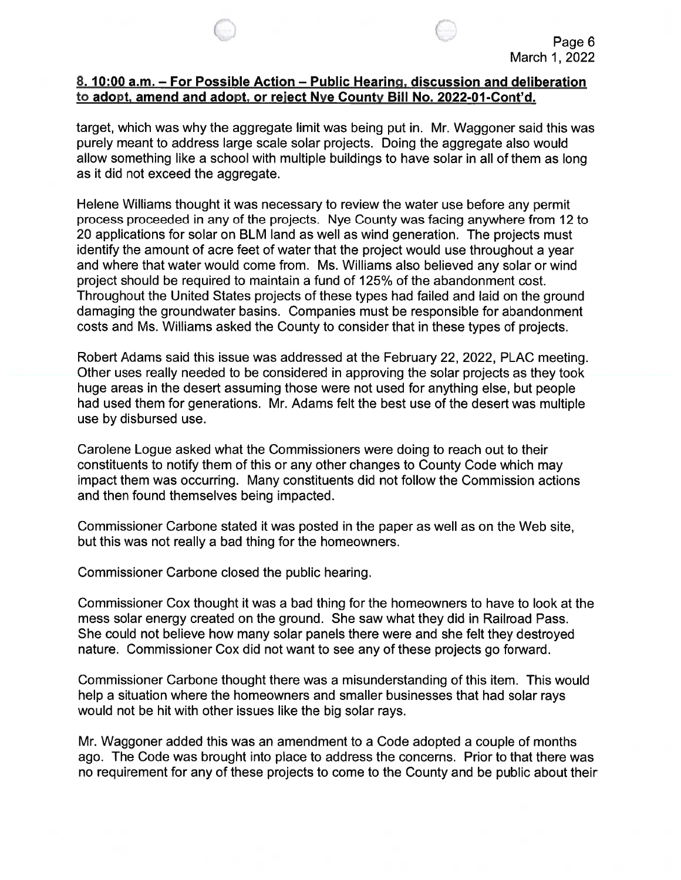**8. 10:00 a.m. – For Possible Action – Public Hearing, discussion and deliberation to adopt, amend and adopt, or reject Nye County Bill No. 2022-01-Cont'd.**

target, which was why the aggregate limit was being put in. Mr. Waggoner said this was purely meant to address large scale solar projects. Doing the aggregate also would allow something like a school with multiple buildings to have solar in all of them as long as it did not exceed the aggregate.

Helene Williams thought it was necessary to review the water use before any permit process proceeded in any of the projects. Nye County was facing anywhere from 12 to 20 applications for solar on BLM land as well as wind generation. The projects must identify the amount of acre feet of water that the project would use throughout a year and where that water would come from. Ms. Williams also believed any solar or wind project should be required to maintain a fund of 125% of the abandonment cost. Throughout the United States projects of these types had failed and laid on the ground damaging the groundwater basins. Companies must be responsible for abandonment costs and Ms. Williams asked the County to consider that in these types of projects.

Robert Adams said this issue was addressed at the February 22, 2022, PLAC meeting. Other uses really needed to be considered in approving the solar projects as they took huge areas in the desert assuming those were not used for anything else, but people had used them for generations. Mr. Adams felt the best use of the desert was multiple use by disbursed use.

Carolene Logue asked what the Commissioners were doing to reach out to their constituents to notify them of this or any other changes to County Code which may impact them was occurring. Many constituents did not follow the Commission actions and then found themselves being impacted.

Commissioner Carbone stated it was posted in the paper as well as on the Web site, but this was not really a bad thing for the homeowners.

Commissioner Carbone closed the public hearing.

Commissioner Cox thought it was a bad thing for the homeowners to have to look at the mess solar energy created on the ground. She saw what they did in Railroad Pass. She could not believe how many solar panels there were and she felt they destroyed nature. Commissioner Cox did not want to see any of these projects go forward.

Commissioner Carbone thought there was a misunderstanding of this item. This would help a situation where the homeowners and smaller businesses that had solar rays would not be hit with other issues like the big solar rays.

Mr. Waggoner added this was an amendment to a Code adopted a couple of months ago. The Code was brought into place to address the concerns. Prior to that there was no requirement for any of these projects to come to the County and be public about their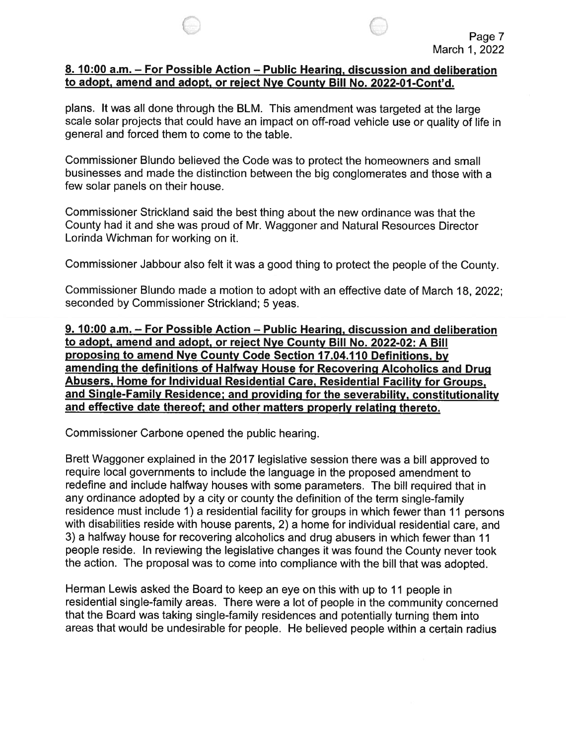**8. 10:00 a.m. – For Possible Action – Public Hearing, discussion and deliberation to adopt, amend and adopt, or reject Nye County Bill No. 2022-01-Cont'd.**

plans. It was all done through the BLM. This amendment was targeted at the large scale solar projects that could have an impact on off-road vehicle use or quality of life in general and forced them to come to the table.

Commissioner Blundo believed the Code was to protect the homeowners and small businesses and made the distinction between the big conglomerates and those with a few solar panels on their house.

Commissioner Strickland said the best thing about the new ordinance was that the County had it and she was proud of Mr. Waggoner and Natural Resources Director Lorinda Wichman for working on it.

Commissioner Jabbour also felt it was a good thing to protect the people of the County.

Commissioner Blundo made a motion to adopt with an effective date of March 18, 2022; seconded by Commissioner Strickland; 5 yeas.

**9. 10:00 a.m. – For Possible Action – Public Hearing, discussion and deliberation to adopt, amend and adopt, or reject Nye County Bill No. 2022-02: A Bill proposing to amend Nye County Code Section 17.04.110 Definitions, by amending the definitions of Halfway House for Recovering Alcoholics and Drug Abusers, Home for Individual Residential Care, Residential Facility for Groups, and Single-Family Residence; and providing for the severability, constitutionality and effective date thereof; and other matters properly relating thereto.**

Commissioner Carbone opened the public hearing.

Brett Waggoner explained in the 2017 legislative session there was a bill approved to require local governments to include the language in the proposed amendment to redefine and include halfway houses with some parameters. The bill required that in any ordinance adopted by a city or county the definition of the term single-family residence must include 1) a residential facility for groups in which fewer than 11 persons with disabilities reside with house parents, 2) a home for individual residential care, and 3) a halfway house for recovering alcoholics and drug abusers in which fewer than 11 people reside. In reviewing the legislative changes it was found the County never took the action. The proposal was to come into compliance with the bill that was adopted.

Herman Lewis asked the Board to keep an eye on this with up to 11 people in residential single-family areas. There were a lot of people in the community concerned that the Board was taking single-family residences and potentially turning them into areas that would be undesirable for people. He believed people within a certain radius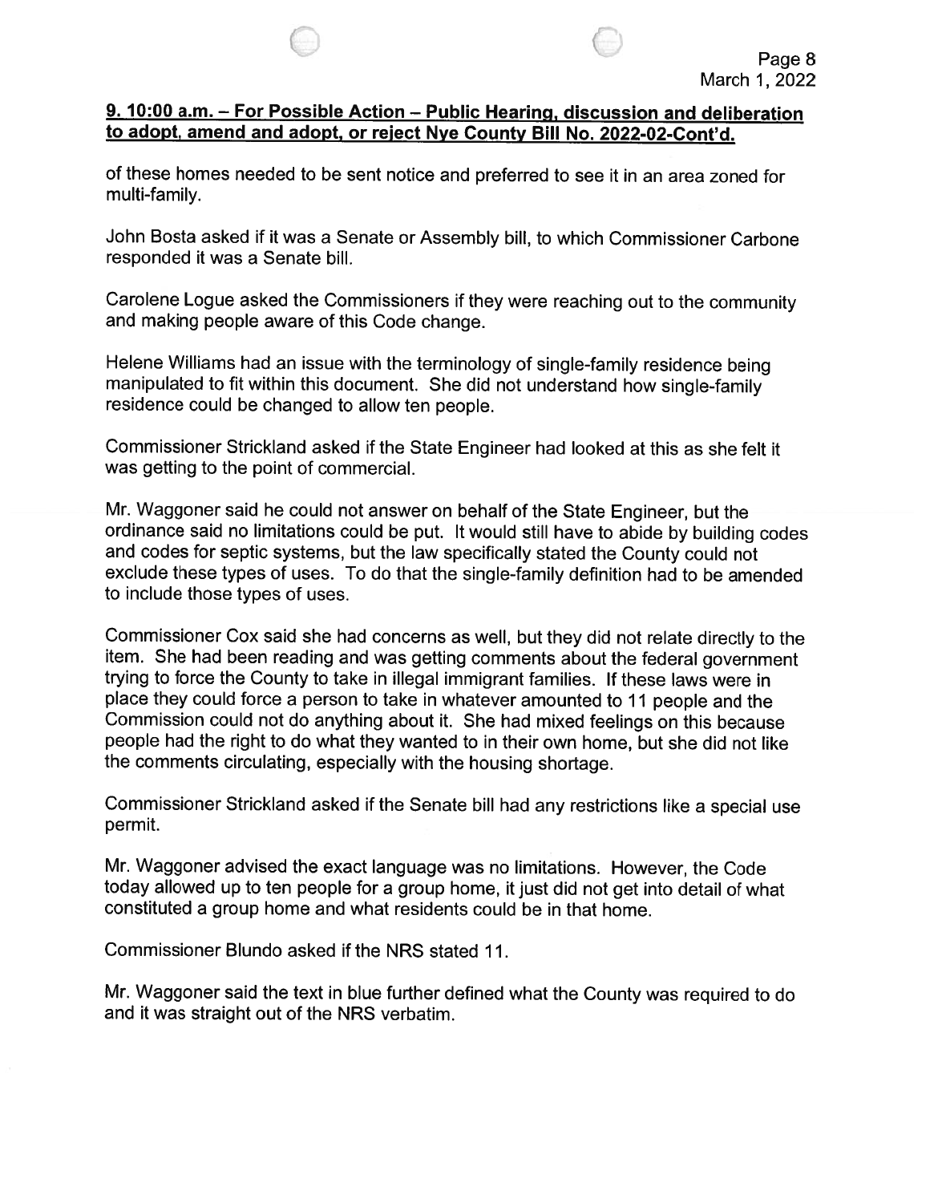**9. 10:00 a.m. – For Possible Action – Public Hearing, discussion and deliberation to adopt, amend and adopt, or reject Nye County Bill No. 2022-02-Cont'd.**

of these homes needed to be sent notice and preferred to see it in an area zoned for multi-family.

John Bosta asked if it was a Senate or Assembly bill, to which Commissioner Carbone responded it was a Senate bill.

Carolene Logue asked the Commissioners if they were reaching out to the community and making people aware of this Code change.

Helene Williams had an issue with the terminology of single-family residence being manipulated to fit within this document. She did not understand how single-family residence could be changed to allow ten people.

Commissioner Strickland asked if the State Engineer had looked at this as she felt it was getting to the point of commercial.

Mr. Waggoner said he could not answer on behalf of the State Engineer, but the ordinance said no limitations could be put. It would still have to abide by building codes and codes for septic systems, but the law specifically stated the County could not exclude these types of uses. To do that the single-family definition had to be amended to include those types of uses.

Commissioner Cox said she had concerns as well, but they did not relate directly to the item. She had been reading and was getting comments about the federal government trying to force the County to take in illegal immigrant families. If these laws were in place they could force a person to take in whatever amounted to 11 people and the Commission could not do anything about it. She had mixed feelings on this because people had the right to do what they wanted to in their own home, but she did not like the comments circulating, especially with the housing shortage.

Commissioner Strickland asked if the Senate bill had any restrictions like a special use permit.

Mr. Waggoner advised the exact language was no limitations. However, the Code today allowed up to ten people for a group home, it just did not get into detail of what constituted a group home and what residents could be in that home.

Commissioner Blundo asked if the NRS stated 11.

Mr. Waggoner said the text in blue further defined what the County was required to do and it was straight out of the NRS verbatim.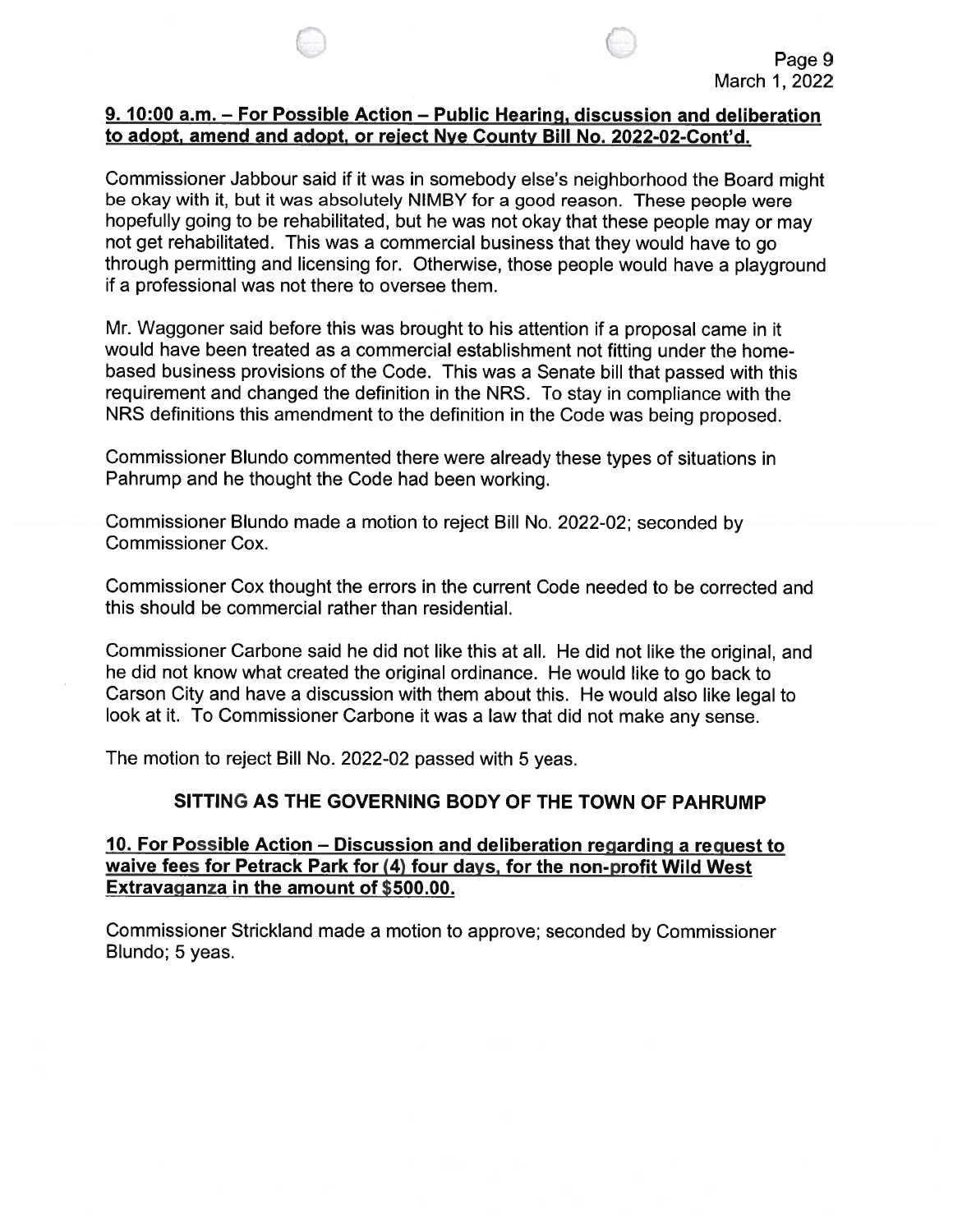**9. 10:00 a.m. – For Possible Action – Public Hearing, discussion and deliberation to adopt, amend and adopt, or reject Nye County Bill No. 2022-02-Cont'd.**

Commissioner Jabbour said if it was in somebody else's neighborhood the Board might be okay with it, but it was absolutely NIMBY for a good reason. These people were hopefully going to be rehabilitated, but he was not okay that these people may or may not get rehabilitated. This was a commercial business that they would have to go through permitting and licensing for. Otherwise, those people would have a playground if a professional was not there to oversee them.

Mr. Waggoner said before this was brought to his attention if a proposal came in it would have been treated as a commercial establishment not fitting under the home-based business provisions of the Code. This was a Senate bill that passed with this requirement and changed the definition in the NRS. To stay in compliance with the NRS definitions this amendment to the definition in the Code was being proposed.

Commissioner Blundo commented there were already these types of situations in Pahrump and he thought the Code had been working.

Commissioner Blundo made a motion to reject Bill No. 2022-02; seconded by Commissioner Cox.

Commissioner Cox thought the errors in the current Code needed to be corrected and this should be commercial rather than residential.

Commissioner Carbone said he did not like this at all. He did not like the original, and he did not know what created the original ordinance. He would like to go back to Carson City and have a discussion with them about this. He would also like legal to look at it. To Commissioner Carbone it was a law that did not make any sense.

The motion to reject Bill No. 2022-02 passed with 5 yeas.

## SITTING AS THE GOVERNING BODY OF THE TOWN OF PAHRUMP

**10. For Possible Action – Discussion and deliberation regarding a request to waive fees for Petrack Park for (4) four days, for the non-profit Wild West Extravaganza in the amount of $500.00.**

Commissioner Strickland made a motion to approve; seconded by Commissioner Blundo; 5 yeas.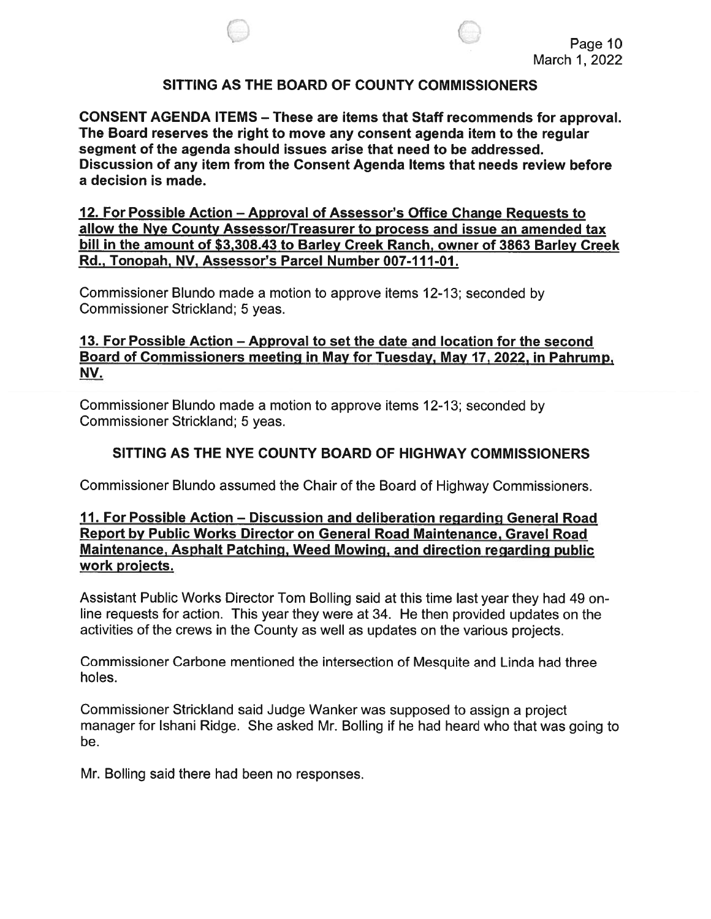## SITTING AS THE BOARD OF COUNTY COMMISSIONERS

**CONSENT AGENDA ITEMS – These are items that Staff recommends for approval. The Board reserves the right to move any consent agenda item to the regular segment of the agenda should issues arise that need to be addressed. Discussion of any item from the Consent Agenda Items that needs review before a decision is made.**

**12. For Possible Action – Approval of Assessor's Office Change Requests to allow the Nye County Assessor/Treasurer to process and issue an amended tax bill in the amount of $3,308.43 to Barley Creek Ranch, owner of 3863 Barley Creek Rd., Tonopah, NV, Assessor's Parcel Number 007-111-01.**

Commissioner Blundo made a motion to approve items 12-13; seconded by Commissioner Strickland; 5 yeas.

**13. For Possible Action – Approval to set the date and location for the second Board of Commissioners meeting in May for Tuesday, May 17, 2022, in Pahrump, NV.**

Commissioner Blundo made a motion to approve items 12-13; seconded by Commissioner Strickland; 5 yeas.

## SITTING AS THE NYE COUNTY BOARD OF HIGHWAY COMMISSIONERS

Commissioner Blundo assumed the Chair of the Board of Highway Commissioners.

**11. For Possible Action – Discussion and deliberation regarding General Road Report by Public Works Director on General Road Maintenance, Gravel Road Maintenance, Asphalt Patching, Weed Mowing, and direction regarding public work projects.**

Assistant Public Works Director Tom Bolling said at this time last year they had 49 on-line requests for action. This year they were at 34. He then provided updates on the activities of the crews in the County as well as updates on the various projects.

Commissioner Carbone mentioned the intersection of Mesquite and Linda had three holes.

Commissioner Strickland said Judge Wanker was supposed to assign a project manager for Ishani Ridge. She asked Mr. Bolling if he had heard who that was going to be.

Mr. Bolling said there had been no responses.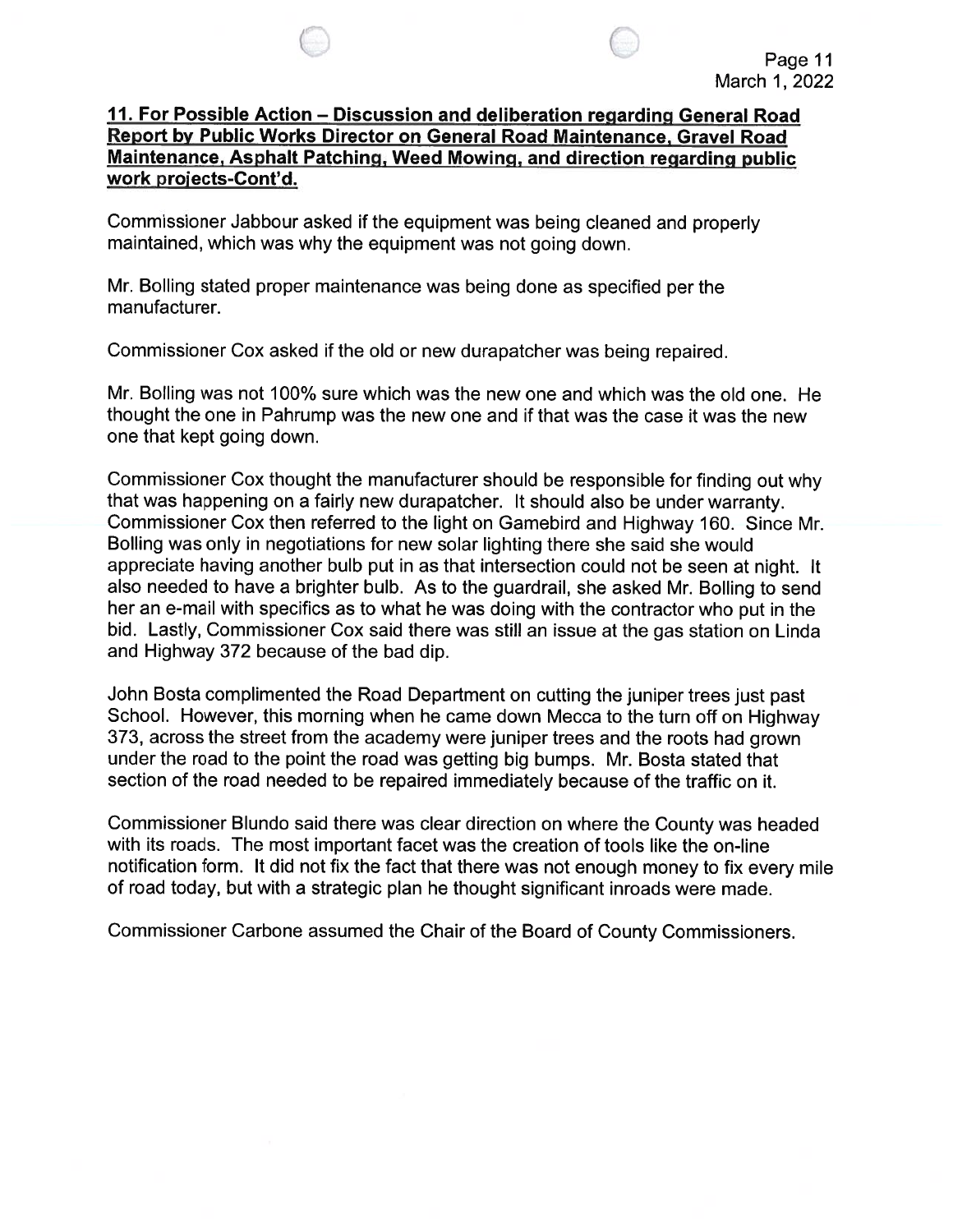**11. For Possible Action – Discussion and deliberation regarding General Road Report by Public Works Director on General Road Maintenance, Gravel Road Maintenance, Asphalt Patching, Weed Mowing, and direction regarding public work projects-Cont'd.**

Commissioner Jabbour asked if the equipment was being cleaned and properly maintained, which was why the equipment was not going down.

Mr. Bolling stated proper maintenance was being done as specified per the manufacturer.

Commissioner Cox asked if the old or new durapatcher was being repaired.

Mr. Bolling was not 100% sure which was the new one and which was the old one. He thought the one in Pahrump was the new one and if that was the case it was the new one that kept going down.

Commissioner Cox thought the manufacturer should be responsible for finding out why that was happening on a fairly new durapatcher. It should also be under warranty. Commissioner Cox then referred to the light on Gamebird and Highway 160. Since Mr. Bolling was only in negotiations for new solar lighting there she said she would appreciate having another bulb put in as that intersection could not be seen at night. It also needed to have a brighter bulb. As to the guardrail, she asked Mr. Bolling to send her an e-mail with specifics as to what he was doing with the contractor who put in the bid. Lastly, Commissioner Cox said there was still an issue at the gas station on Linda and Highway 372 because of the bad dip.

John Bosta complimented the Road Department on cutting the juniper trees just past School. However, this morning when he came down Mecca to the turn off on Highway 373, across the street from the academy were juniper trees and the roots had grown under the road to the point the road was getting big bumps. Mr. Bosta stated that section of the road needed to be repaired immediately because of the traffic on it.

Commissioner Blundo said there was clear direction on where the County was headed with its roads. The most important facet was the creation of tools like the on-line notification form. It did not fix the fact that there was not enough money to fix every mile of road today, but with a strategic plan he thought significant inroads were made.

Commissioner Carbone assumed the Chair of the Board of County Commissioners.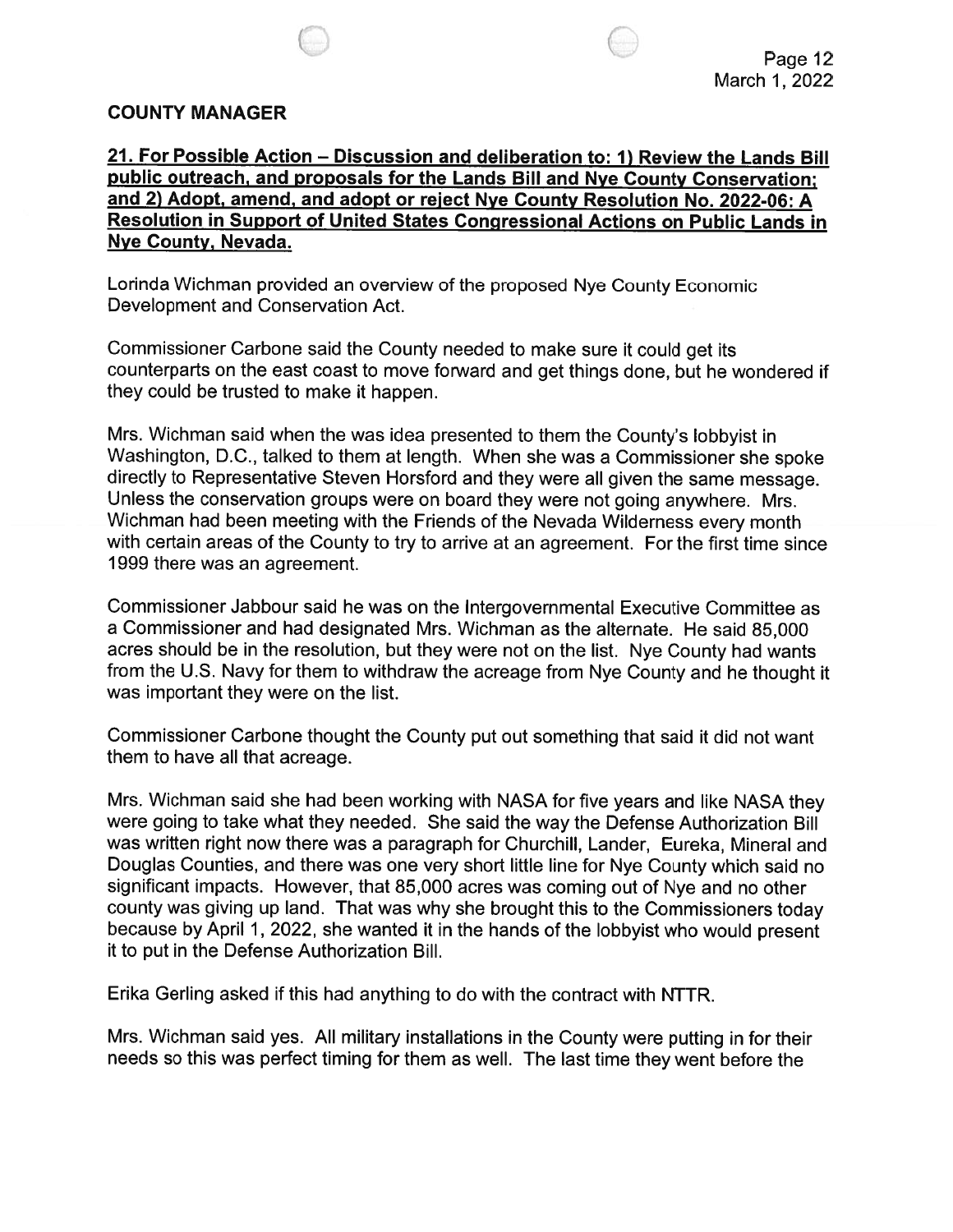## COUNTY MANAGER

**21. For Possible Action – Discussion and deliberation to: 1) Review the Lands Bill public outreach, and proposals for the Lands Bill and Nye County Conservation; and 2) Adopt, amend, and adopt or reject Nye County Resolution No. 2022-06: A Resolution in Support of United States Congressional Actions on Public Lands in Nye County, Nevada.**

Lorinda Wichman provided an overview of the proposed Nye County Economic Development and Conservation Act.

Commissioner Carbone said the County needed to make sure it could get its counterparts on the east coast to move forward and get things done, but he wondered if they could be trusted to make it happen.

Mrs. Wichman said when the was idea presented to them the County's lobbyist in Washington, D.C., talked to them at length. When she was a Commissioner she spoke directly to Representative Steven Horsford and they were all given the same message. Unless the conservation groups were on board they were not going anywhere. Mrs. Wichman had been meeting with the Friends of the Nevada Wilderness every month with certain areas of the County to try to arrive at an agreement. For the first time since 1999 there was an agreement.

Commissioner Jabbour said he was on the Intergovernmental Executive Committee as a Commissioner and had designated Mrs. Wichman as the alternate. He said 85,000 acres should be in the resolution, but they were not on the list. Nye County had wants from the U.S. Navy for them to withdraw the acreage from Nye County and he thought it was important they were on the list.

Commissioner Carbone thought the County put out something that said it did not want them to have all that acreage.

Mrs. Wichman said she had been working with NASA for five years and like NASA they were going to take what they needed. She said the way the Defense Authorization Bill was written right now there was a paragraph for Churchill, Lander, Eureka, Mineral and Douglas Counties, and there was one very short little line for Nye County which said no significant impacts. However, that 85,000 acres was coming out of Nye and no other county was giving up land. That was why she brought this to the Commissioners today because by April 1, 2022, she wanted it in the hands of the lobbyist who would present it to put in the Defense Authorization Bill.

Erika Gerling asked if this had anything to do with the contract with NTTR.

Mrs. Wichman said yes. All military installations in the County were putting in for their needs so this was perfect timing for them as well. The last time they went before the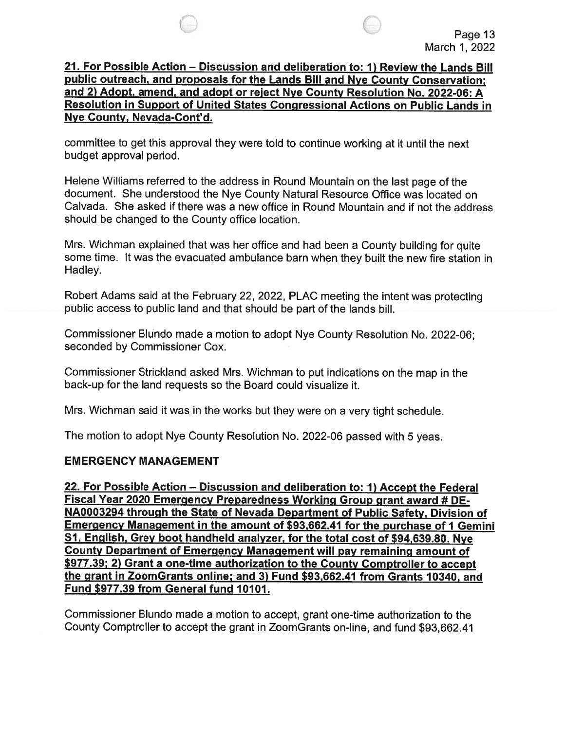**21. For Possible Action – Discussion and deliberation to: 1) Review the Lands Bill public outreach, and proposals for the Lands Bill and Nye County Conservation; and 2) Adopt, amend, and adopt or reject Nye County Resolution No. 2022-06: A Resolution in Support of United States Congressional Actions on Public Lands in Nye County, Nevada-Cont'd.**

committee to get this approval they were told to continue working at it until the next budget approval period.

Helene Williams referred to the address in Round Mountain on the last page of the document. She understood the Nye County Natural Resource Office was located on Calvada. She asked if there was a new office in Round Mountain and if not the address should be changed to the County office location.

Mrs. Wichman explained that was her office and had been a County building for quite some time. It was the evacuated ambulance barn when they built the new fire station in Hadley.

Robert Adams said at the February 22, 2022, PLAC meeting the intent was protecting public access to public land and that should be part of the lands bill.

Commissioner Blundo made a motion to adopt Nye County Resolution No. 2022-06; seconded by Commissioner Cox.

Commissioner Strickland asked Mrs. Wichman to put indications on the map in the back-up for the land requests so the Board could visualize it.

Mrs. Wichman said it was in the works but they were on a very tight schedule.

The motion to adopt Nye County Resolution No. 2022-06 passed with 5 yeas.

**EMERGENCY MANAGEMENT**

**22. For Possible Action – Discussion and deliberation to: 1) Accept the Federal Fiscal Year 2020 Emergency Preparedness Working Group grant award # DE-NA0003294 through the State of Nevada Department of Public Safety, Division of Emergency Management in the amount of $93,662.41 for the purchase of 1 Gemini S1, English, Grey boot handheld analyzer, for the total cost of $94,639.80. Nye County Department of Emergency Management will pay remaining amount of $977.39; 2) Grant a one-time authorization to the County Comptroller to accept the grant in ZoomGrants online; and 3) Fund $93,662.41 from Grants 10340, and Fund $977.39 from General fund 10101.**

Commissioner Blundo made a motion to accept, grant one-time authorization to the County Comptroller to accept the grant in ZoomGrants on-line, and fund $93,662.41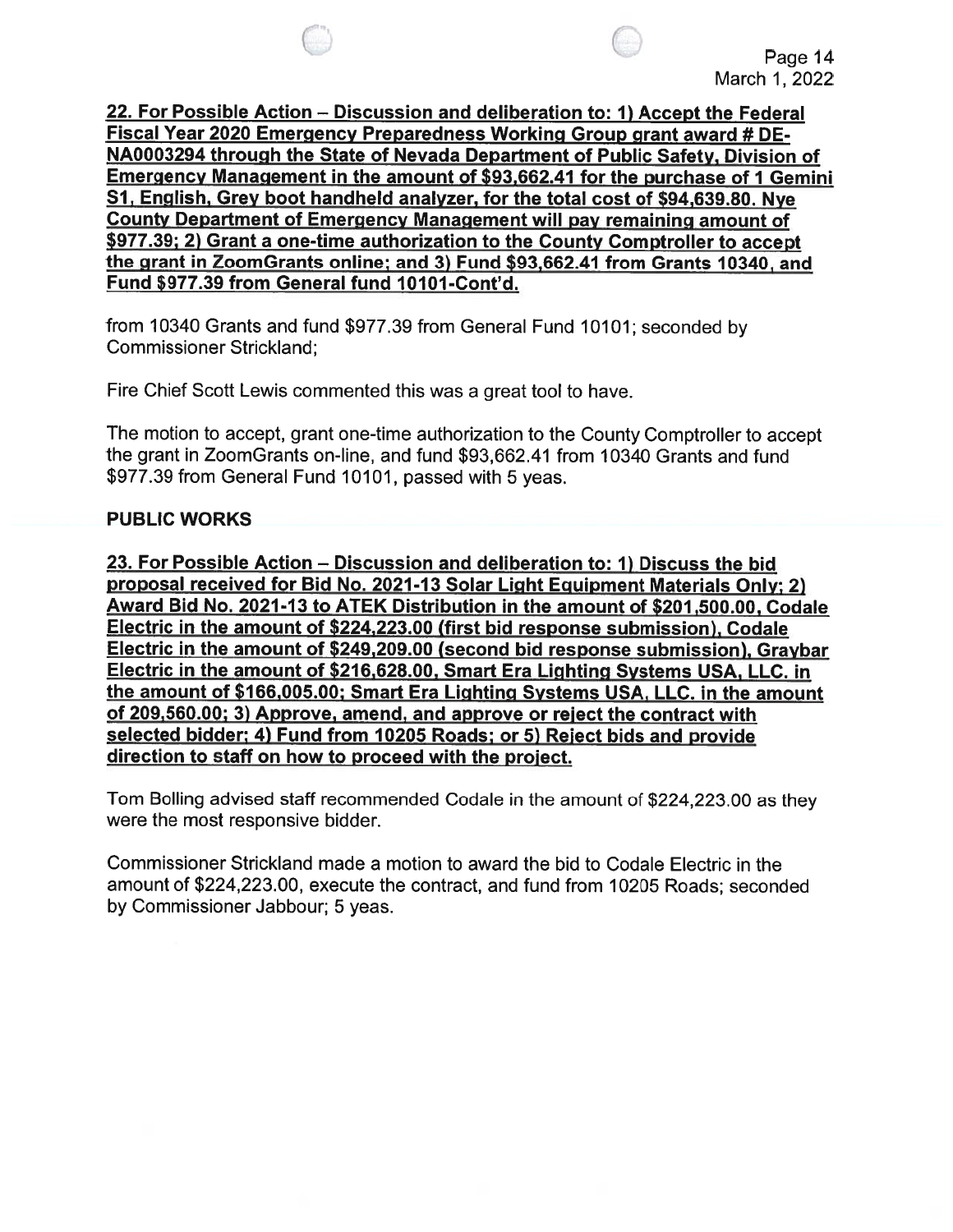**22. For Possible Action – Discussion and deliberation to: 1) Accept the Federal Fiscal Year 2020 Emergency Preparedness Working Group grant award # DE-NA0003294 through the State of Nevada Department of Public Safety, Division of Emergency Management in the amount of $93,662.41 for the purchase of 1 Gemini S1, English, Grey boot handheld analyzer, for the total cost of $94,639.80. Nye County Department of Emergency Management will pay remaining amount of $977.39; 2) Grant a one-time authorization to the County Comptroller to accept the grant in ZoomGrants online; and 3) Fund $93,662.41 from Grants 10340, and Fund $977.39 from General fund 10101-Cont'd.**

from 10340 Grants and fund $977.39 from General Fund 10101; seconded by Commissioner Strickland;

Fire Chief Scott Lewis commented this was a great tool to have.

The motion to accept, grant one-time authorization to the County Comptroller to accept the grant in ZoomGrants on-line, and fund $93,662.41 from 10340 Grants and fund $977.39 from General Fund 10101, passed with 5 yeas.

**PUBLIC WORKS**

**23. For Possible Action – Discussion and deliberation to: 1) Discuss the bid proposal received for Bid No. 2021-13 Solar Light Equipment Materials Only; 2) Award Bid No. 2021-13 to ATEK Distribution in the amount of $201,500.00, Codale Electric in the amount of $224,223.00 (first bid response submission), Codale Electric in the amount of $249,209.00 (second bid response submission), Graybar Electric in the amount of $216,628.00, Smart Era Lighting Systems USA, LLC. in the amount of $166,005.00; Smart Era Lighting Systems USA, LLC. in the amount of 209,560.00; 3) Approve, amend, and approve or reject the contract with selected bidder; 4) Fund from 10205 Roads; or 5) Reject bids and provide direction to staff on how to proceed with the project.**

Tom Bolling advised staff recommended Codale in the amount of $224,223.00 as they were the most responsive bidder.

Commissioner Strickland made a motion to award the bid to Codale Electric in the amount of $224,223.00, execute the contract, and fund from 10205 Roads; seconded by Commissioner Jabbour; 5 yeas.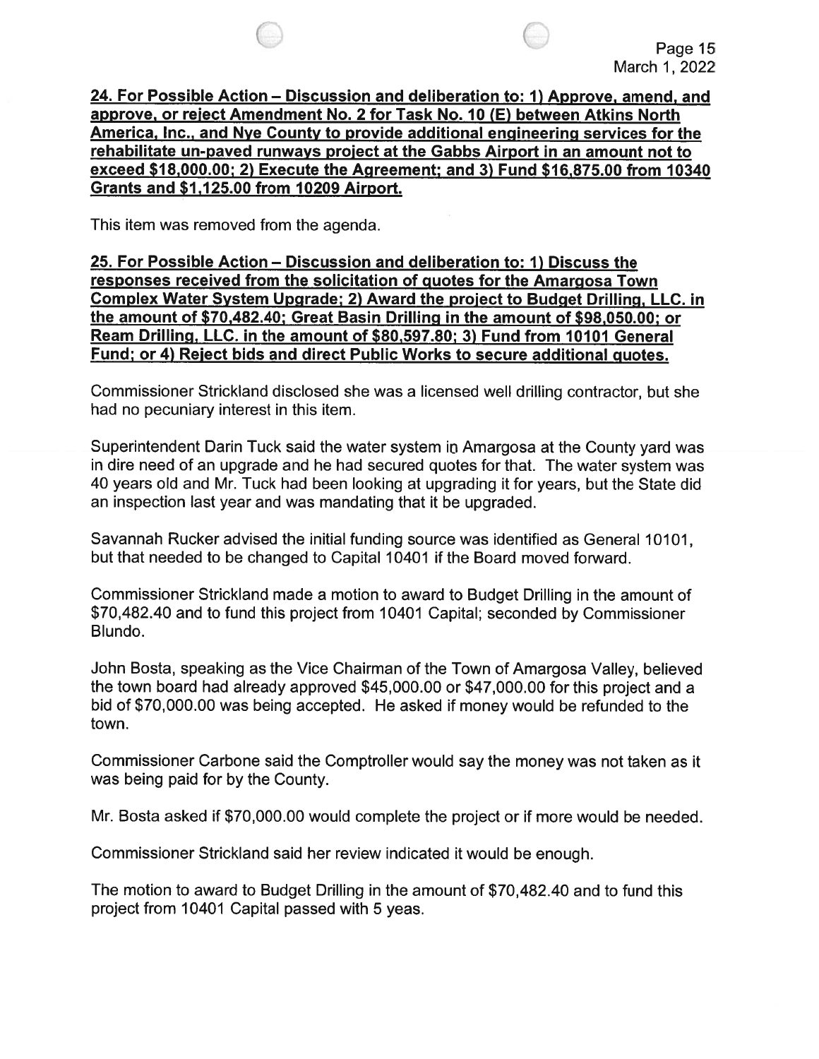**24. For Possible Action – Discussion and deliberation to: 1) Approve, amend, and approve, or reject Amendment No. 2 for Task No. 10 (E) between Atkins North America, Inc., and Nye County to provide additional engineering services for the rehabilitate un-paved runways project at the Gabbs Airport in an amount not to exceed $18,000.00; 2) Execute the Agreement; and 3) Fund $16,875.00 from 10340 Grants and $1,125.00 from 10209 Airport.**

This item was removed from the agenda.

**25. For Possible Action – Discussion and deliberation to: 1) Discuss the responses received from the solicitation of quotes for the Amargosa Town Complex Water System Upgrade; 2) Award the project to Budget Drilling, LLC. in the amount of $70,482.40; Great Basin Drilling in the amount of $98,050.00; or Ream Drilling, LLC. in the amount of $80,597.80; 3) Fund from 10101 General Fund; or 4) Reject bids and direct Public Works to secure additional quotes.**

Commissioner Strickland disclosed she was a licensed well drilling contractor, but she had no pecuniary interest in this item.

Superintendent Darin Tuck said the water system in Amargosa at the County yard was in dire need of an upgrade and he had secured quotes for that. The water system was 40 years old and Mr. Tuck had been looking at upgrading it for years, but the State did an inspection last year and was mandating that it be upgraded.

Savannah Rucker advised the initial funding source was identified as General 10101, but that needed to be changed to Capital 10401 if the Board moved forward.

Commissioner Strickland made a motion to award to Budget Drilling in the amount of $70,482.40 and to fund this project from 10401 Capital; seconded by Commissioner Blundo.

John Bosta, speaking as the Vice Chairman of the Town of Amargosa Valley, believed the town board had already approved $45,000.00 or $47,000.00 for this project and a bid of $70,000.00 was being accepted. He asked if money would be refunded to the town.

Commissioner Carbone said the Comptroller would say the money was not taken as it was being paid for by the County.

Mr. Bosta asked if $70,000.00 would complete the project or if more would be needed.

Commissioner Strickland said her review indicated it would be enough.

The motion to award to Budget Drilling in the amount of $70,482.40 and to fund this project from 10401 Capital passed with 5 yeas.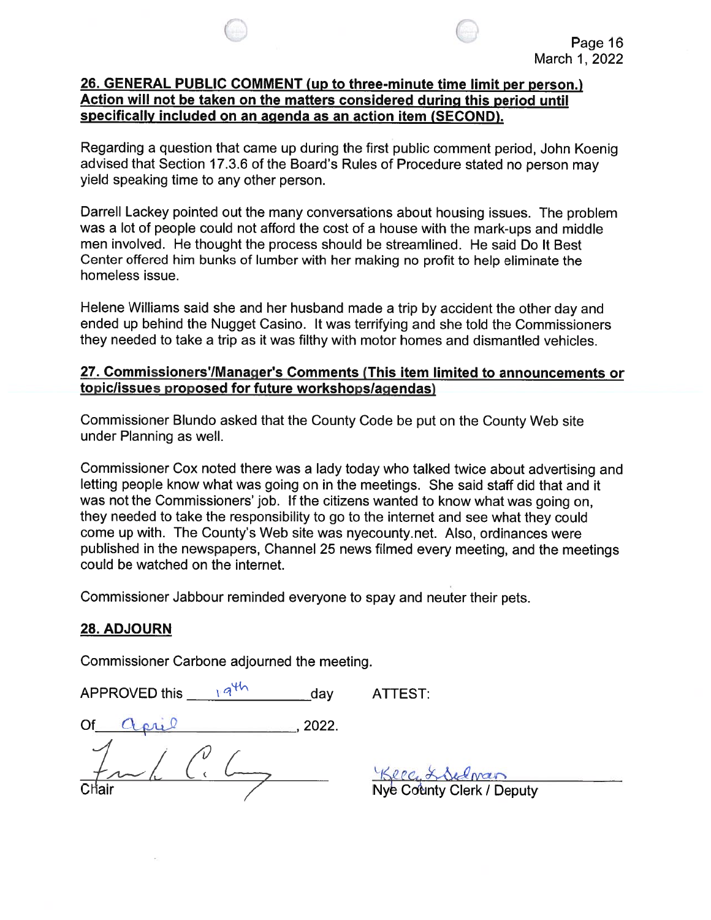**26. GENERAL PUBLIC COMMENT (up to three-minute time limit per person.) Action will not be taken on the matters considered during this period until specifically included on an agenda as an action item (SECOND).**

Regarding a question that came up during the first public comment period, John Koenig advised that Section 17.3.6 of the Board's Rules of Procedure stated no person may yield speaking time to any other person.

Darrell Lackey pointed out the many conversations about housing issues. The problem was a lot of people could not afford the cost of a house with the mark-ups and middle men involved. He thought the process should be streamlined. He said Do It Best Center offered him bunks of lumber with her making no profit to help eliminate the homeless issue.

Helene Williams said she and her husband made a trip by accident the other day and ended up behind the Nugget Casino. It was terrifying and she told the Commissioners they needed to take a trip as it was filthy with motor homes and dismantled vehicles.

**27. Commissioners'/Manager's Comments (This item limited to announcements or topic/issues proposed for future workshops/agendas)**

Commissioner Blundo asked that the County Code be put on the County Web site under Planning as well.

Commissioner Cox noted there was a lady today who talked twice about advertising and letting people know what was going on in the meetings. She said staff did that and it was not the Commissioners' job. If the citizens wanted to know what was going on, they needed to take the responsibility to go to the internet and see what they could come up with. The County's Web site was nyecounty.net. Also, ordinances were published in the newspapers, Channel 25 news filmed every meeting, and the meetings could be watched on the internet.

Commissioner Jabbour reminded everyone to spay and neuter their pets.

**28. ADJOURN**

Commissioner Carbone adjourned the meeting.

APPROVED this 19th day ATTEST:

Of April, 2022.

Chair

Nye County Clerk / Deputy